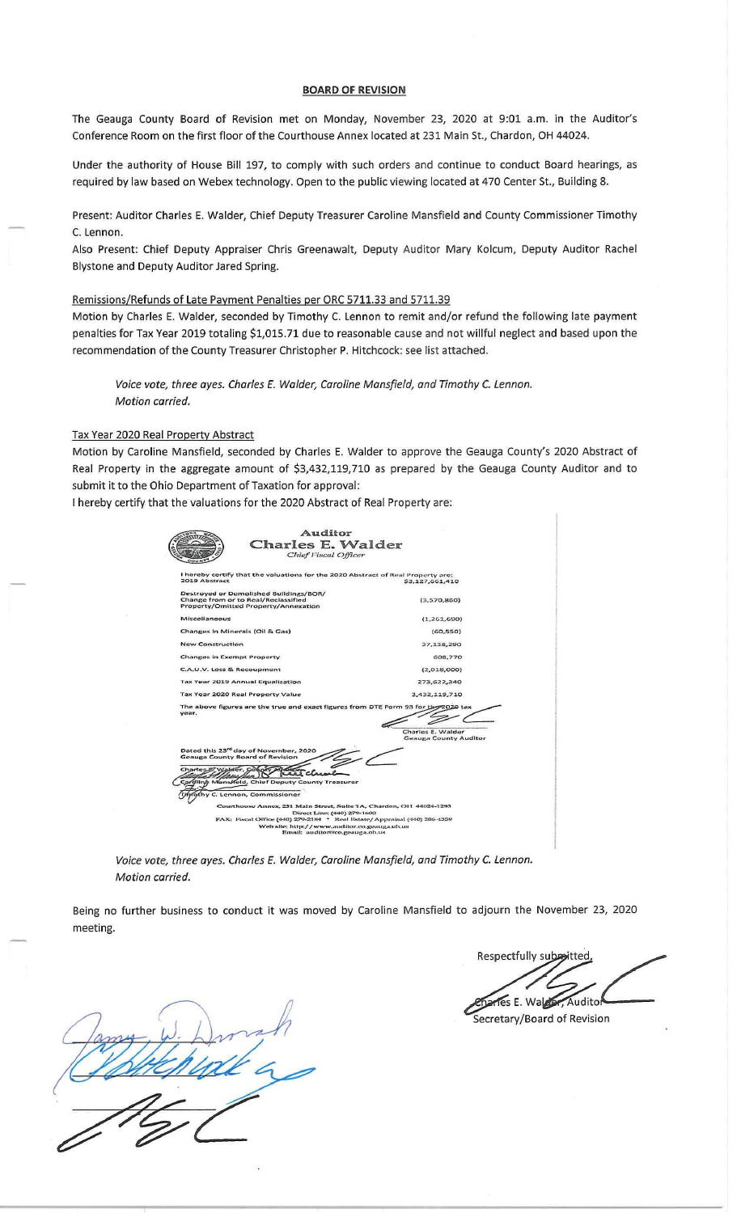# BOARD OF REVISION

The Geauga County Board of Revision met on Monday, November 23, 2020 at 9:01 a.m. in the Auditor's Conference Room on the first floor of the Courthouse Annex located at 231 Main St., Chardon, OH 44024.

Under the authority of House Bill 197, to comply with such orders and continue to conduct Board hearings, as required by law based on Webex technology. Open to the public viewing located at 470 Center St., Building 8.

Present: Auditor Charles E. Walder, Chief Deputy Treasurer Caroline Mansfield and County Commissioner Timothy C. Lennon.

Also Present: Chief Deputy Appraiser Chris Greenawalt, Deputy Auditor Mary Kolcum, Deputy Auditor Rachel Blystone and Deputy Auditor Jared Spring.

## Remissions/Refunds of Late Payment Penalties per ORC 5711.33 and 5711.39

Motion by Charles E. Walder, seconded by Timothy C. Lennon to remit and/or refund the following late payment penalties for Tax Year 2019 totaling $1,015.71 due to reasonable cause and not willful neglect and based upon the recommendation of the County Treasurer Christopher P. Hitchcock: see list attached.

*Voice vote, three ayes. Charles E. Walder, Caroline Mansfield, and Timothy C. Lennon.*
*Motion carried.*

## Tax Year 2020 Real Property Abstract

Motion by Caroline Mansfield, seconded by Charles E. Walder to approve the Geauga County's 2020 Abstract of Real Property in the aggregate amount of $3,432,119,710 as prepared by the Geauga County Auditor and to submit it to the Ohio Department of Taxation for approval:

I hereby certify that the valuations for the 2020 Abstract of Real Property are:

**Auditor**
**Charles E. Walder**
*Chief Fiscal Officer*

I hereby certify that the valuations for the 2020 Abstract of Real Property are:

| | |
|---|---|
| 2019 Abstract | $3,127,661,410 |
| Destroyed or Demolished Buildings/BOR/ Change from or to Real/Reclassified Property/Omitted Property/Annexation | (3,570,860) |
| Miscellaneous | (1,261,690) |
| Changes in Minerals (Oil & Gas) | (60,550) |
| New Construction | 37,138,290 |
| Changes in Exempt Property | 608,770 |
| C.A.U.V. Loss & Recoupment | (2,018,000) |
| Tax Year 2019 Annual Equalization | 273,622,340 |
| Tax Year 2020 Real Property Value | 3,432,119,710 |

The above figures are the true and exact figures from DTE Form 93 for the 2020 tax year.

Charles E. Walder
Geauga County Auditor

Dated this 23rd day of November, 2020
Geauga County Board of Revision

Charles E. Walder, County Auditor
Caroline Mansfield, Chief Deputy County Treasurer
Timothy C. Lennon, Commissioner

Courthouse Annex, 231 Main Street, Suite 1A, Chardon, OH 44024-1293
Direct Line: (440) 279-1600
FAX: Fiscal Office (440) 279-2184 • Real Estate/Appraisal (440) 286-4359
Web site: http://www.auditor.co.geauga.oh.us
Email: auditor@co.geauga.oh.us

*Voice vote, three ayes. Charles E. Walder, Caroline Mansfield, and Timothy C. Lennon.*
*Motion carried.*

Being no further business to conduct it was moved by Caroline Mansfield to adjourn the November 23, 2020 meeting.

Respectfully submitted,

Charles E. Walder, Auditor
Secretary/Board of Revision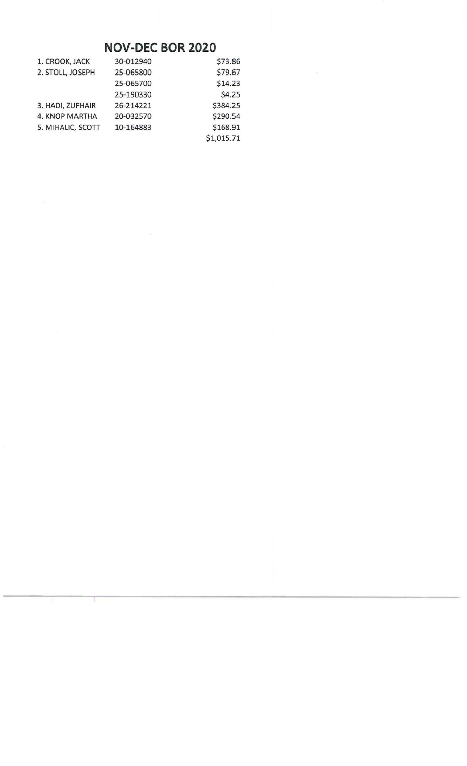## NOV-DEC BOR 2020

| | | |
|---|---|---|
| 1. CROOK, JACK | 30-012940 | $73.86 |
| 2. STOLL, JOSEPH | 25-065800 | $79.67 |
| | 25-065700 | $14.23 |
| | 25-190330 | $4.25 |
| 3. HADI, ZUFHAIR | 26-214221 | $384.25 |
| 4. KNOP MARTHA | 20-032570 | $290.54 |
| 5. MIHALIC, SCOTT | 10-164883 | $168.91 |
| | | $1,015.71 |